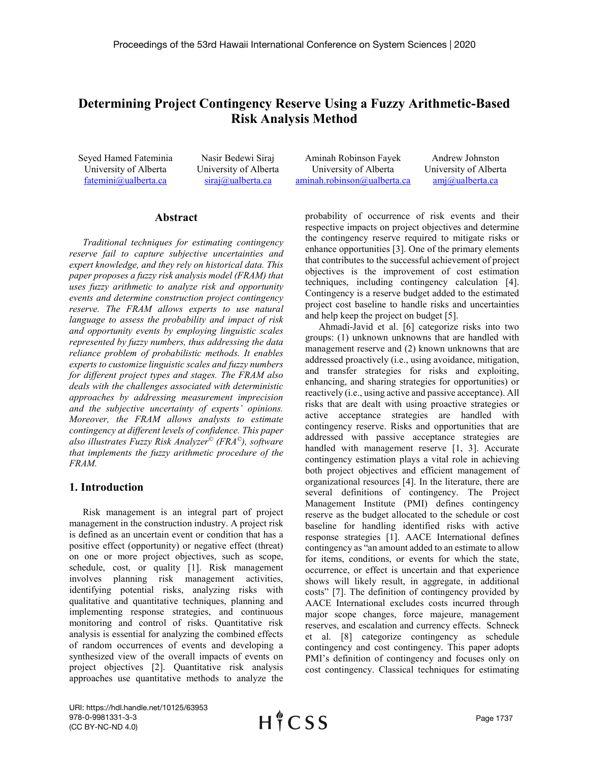# Determining Project Contingency Reserve Using a Fuzzy Arithmetic-Based Risk Analysis Method

Seyed Hamed Fateminia
University of Alberta
fatemini@ualberta.ca

Nasir Bedewi Siraj
University of Alberta
siraj@ualberta.ca

Aminah Robinson Fayek
University of Alberta
aminah.robinson@ualberta.ca

Andrew Johnston
University of Alberta
amj@ualberta.ca

## Abstract

*Traditional techniques for estimating contingency reserve fail to capture subjective uncertainties and expert knowledge, and they rely on historical data. This paper proposes a fuzzy risk analysis model (FRAM) that uses fuzzy arithmetic to analyze risk and opportunity events and determine construction project contingency reserve. The FRAM allows experts to use natural language to assess the probability and impact of risk and opportunity events by employing linguistic scales represented by fuzzy numbers, thus addressing the data reliance problem of probabilistic methods. It enables experts to customize linguistic scales and fuzzy numbers for different project types and stages. The FRAM also deals with the challenges associated with deterministic approaches by addressing measurement imprecision and the subjective uncertainty of experts' opinions. Moreover, the FRAM allows analysts to estimate contingency at different levels of confidence. This paper also illustrates Fuzzy Risk Analyzer© (FRA©), software that implements the fuzzy arithmetic procedure of the FRAM.*

## 1. Introduction

Risk management is an integral part of project management in the construction industry. A project risk is defined as an uncertain event or condition that has a positive effect (opportunity) or negative effect (threat) on one or more project objectives, such as scope, schedule, cost, or quality [1]. Risk management involves planning risk management activities, identifying potential risks, analyzing risks with qualitative and quantitative techniques, planning and implementing response strategies, and continuous monitoring and control of risks. Quantitative risk analysis is essential for analyzing the combined effects of random occurrences of events and developing a synthesized view of the overall impacts of events on project objectives [2]. Quantitative risk analysis approaches use quantitative methods to analyze the probability of occurrence of risk events and their respective impacts on project objectives and determine the contingency reserve required to mitigate risks or enhance opportunities [3]. One of the primary elements that contributes to the successful achievement of project objectives is the improvement of cost estimation techniques, including contingency calculation [4]. Contingency is a reserve budget added to the estimated project cost baseline to handle risks and uncertainties and help keep the project on budget [5].

Ahmadi-Javid et al. [6] categorize risks into two groups: (1) unknown unknowns that are handled with management reserve and (2) known unknowns that are addressed proactively (i.e., using avoidance, mitigation, and transfer strategies for risks and exploiting, enhancing, and sharing strategies for opportunities) or reactively (i.e., using active and passive acceptance). All risks that are dealt with using proactive strategies or active acceptance strategies are handled with contingency reserve. Risks and opportunities that are addressed with passive acceptance strategies are handled with management reserve [1, 3]. Accurate contingency estimation plays a vital role in achieving both project objectives and efficient management of organizational resources [4]. In the literature, there are several definitions of contingency. The Project Management Institute (PMI) defines contingency reserve as the budget allocated to the schedule or cost baseline for handling identified risks with active response strategies [1]. AACE International defines contingency as "an amount added to an estimate to allow for items, conditions, or events for which the state, occurrence, or effect is uncertain and that experience shows will likely result, in aggregate, in additional costs" [7]. The definition of contingency provided by AACE International excludes costs incurred through major scope changes, force majeure, management reserves, and escalation and currency effects. Schneck et al. [8] categorize contingency as schedule contingency and cost contingency. This paper adopts PMI's definition of contingency and focuses only on cost contingency. Classical techniques for estimating

URI: https://hdl.handle.net/10125/63953
978-0-9981331-3-3
(CC BY-NC-ND 4.0)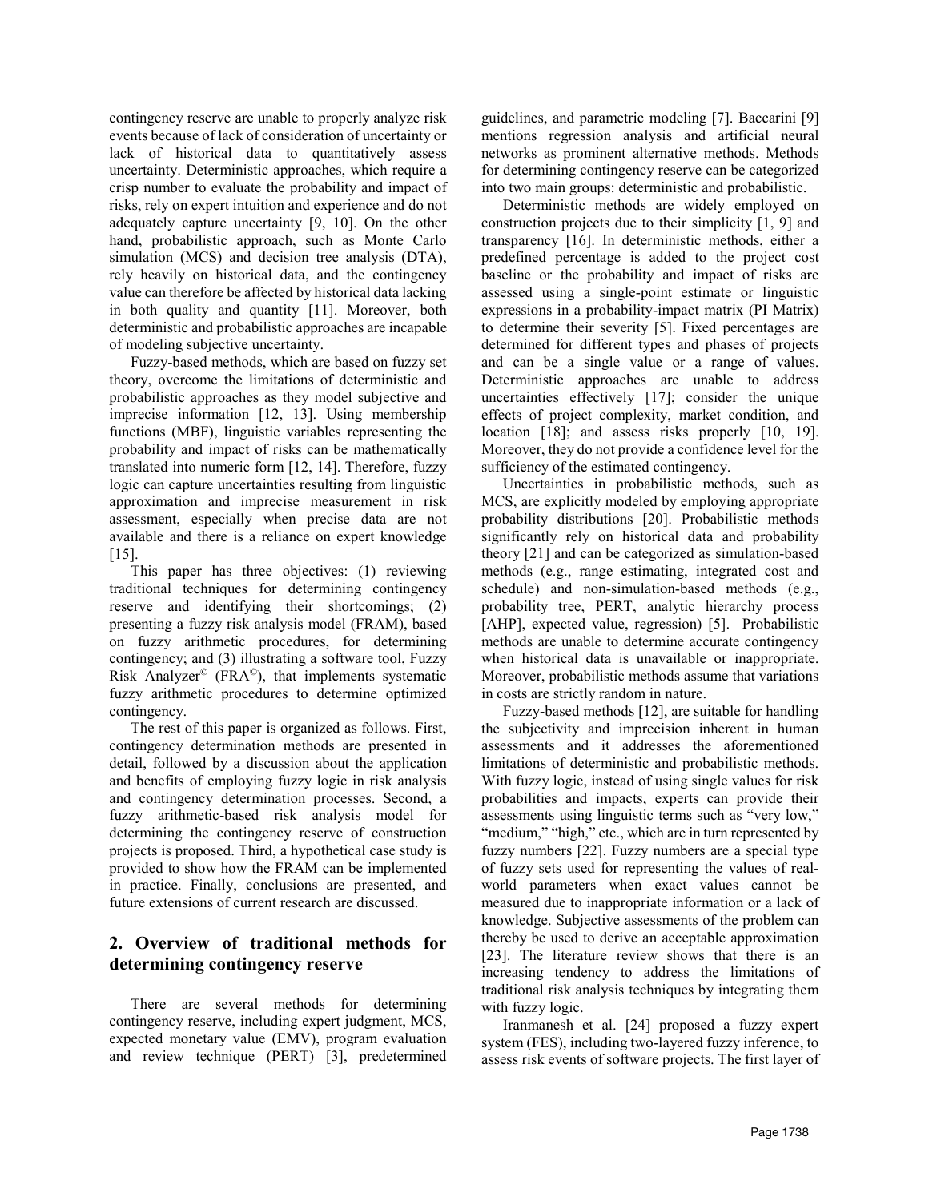contingency reserve are unable to properly analyze risk events because of lack of consideration of uncertainty or lack of historical data to quantitatively assess uncertainty. Deterministic approaches, which require a crisp number to evaluate the probability and impact of risks, rely on expert intuition and experience and do not adequately capture uncertainty [9, 10]. On the other hand, probabilistic approach, such as Monte Carlo simulation (MCS) and decision tree analysis (DTA), rely heavily on historical data, and the contingency value can therefore be affected by historical data lacking in both quality and quantity [11]. Moreover, both deterministic and probabilistic approaches are incapable of modeling subjective uncertainty.

Fuzzy-based methods, which are based on fuzzy set theory, overcome the limitations of deterministic and probabilistic approaches as they model subjective and imprecise information [12, 13]. Using membership functions (MBF), linguistic variables representing the probability and impact of risks can be mathematically translated into numeric form [12, 14]. Therefore, fuzzy logic can capture uncertainties resulting from linguistic approximation and imprecise measurement in risk assessment, especially when precise data are not available and there is a reliance on expert knowledge [15].

This paper has three objectives: (1) reviewing traditional techniques for determining contingency reserve and identifying their shortcomings; (2) presenting a fuzzy risk analysis model (FRAM), based on fuzzy arithmetic procedures, for determining contingency; and (3) illustrating a software tool, Fuzzy Risk Analyzer© (FRA©), that implements systematic fuzzy arithmetic procedures to determine optimized contingency.

The rest of this paper is organized as follows. First, contingency determination methods are presented in detail, followed by a discussion about the application and benefits of employing fuzzy logic in risk analysis and contingency determination processes. Second, a fuzzy arithmetic-based risk analysis model for determining the contingency reserve of construction projects is proposed. Third, a hypothetical case study is provided to show how the FRAM can be implemented in practice. Finally, conclusions are presented, and future extensions of current research are discussed.

## 2. Overview of traditional methods for determining contingency reserve

There are several methods for determining contingency reserve, including expert judgment, MCS, expected monetary value (EMV), program evaluation and review technique (PERT) [3], predetermined guidelines, and parametric modeling [7]. Baccarini [9] mentions regression analysis and artificial neural networks as prominent alternative methods. Methods for determining contingency reserve can be categorized into two main groups: deterministic and probabilistic.

Deterministic methods are widely employed on construction projects due to their simplicity [1, 9] and transparency [16]. In deterministic methods, either a predefined percentage is added to the project cost baseline or the probability and impact of risks are assessed using a single-point estimate or linguistic expressions in a probability-impact matrix (PI Matrix) to determine their severity [5]. Fixed percentages are determined for different types and phases of projects and can be a single value or a range of values. Deterministic approaches are unable to address uncertainties effectively [17]; consider the unique effects of project complexity, market condition, and location [18]; and assess risks properly [10, 19]. Moreover, they do not provide a confidence level for the sufficiency of the estimated contingency.

Uncertainties in probabilistic methods, such as MCS, are explicitly modeled by employing appropriate probability distributions [20]. Probabilistic methods significantly rely on historical data and probability theory [21] and can be categorized as simulation-based methods (e.g., range estimating, integrated cost and schedule) and non-simulation-based methods (e.g., probability tree, PERT, analytic hierarchy process [AHP], expected value, regression) [5]. Probabilistic methods are unable to determine accurate contingency when historical data is unavailable or inappropriate. Moreover, probabilistic methods assume that variations in costs are strictly random in nature.

Fuzzy-based methods [12], are suitable for handling the subjectivity and imprecision inherent in human assessments and it addresses the aforementioned limitations of deterministic and probabilistic methods. With fuzzy logic, instead of using single values for risk probabilities and impacts, experts can provide their assessments using linguistic terms such as "very low," "medium," "high," etc., which are in turn represented by fuzzy numbers [22]. Fuzzy numbers are a special type of fuzzy sets used for representing the values of real-world parameters when exact values cannot be measured due to inappropriate information or a lack of knowledge. Subjective assessments of the problem can thereby be used to derive an acceptable approximation [23]. The literature review shows that there is an increasing tendency to address the limitations of traditional risk analysis techniques by integrating them with fuzzy logic.

Iranmanesh et al. [24] proposed a fuzzy expert system (FES), including two-layered fuzzy inference, to assess risk events of software projects. The first layer of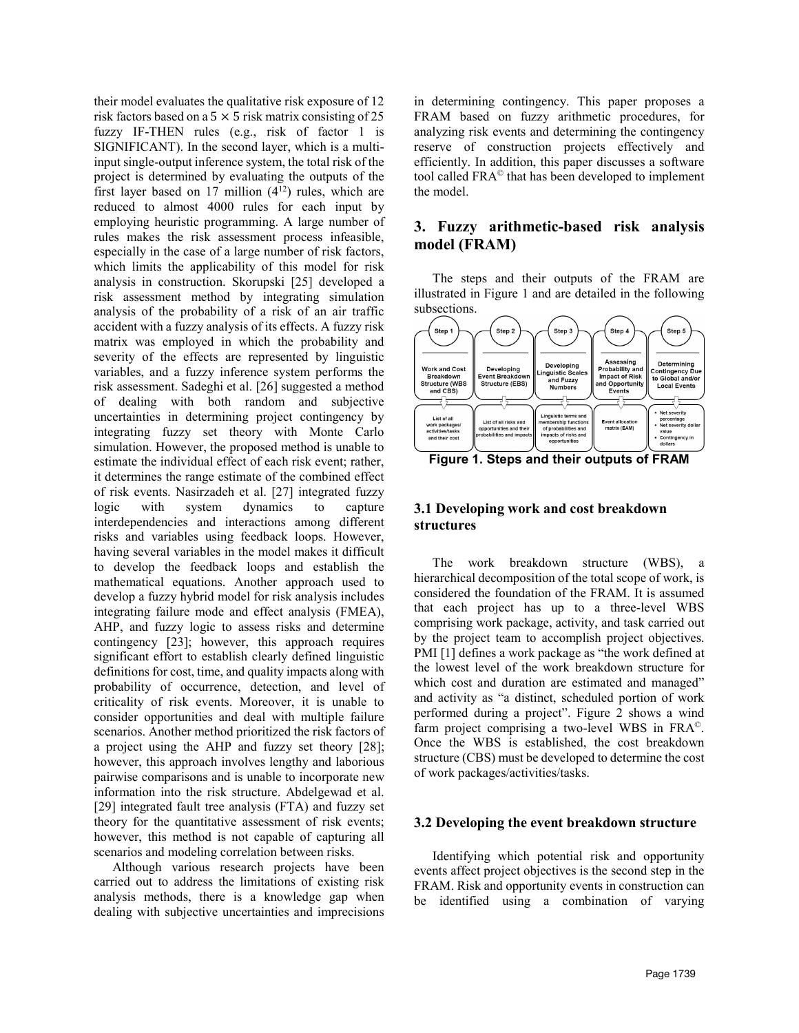their model evaluates the qualitative risk exposure of 12 risk factors based on a $5 \times 5$ risk matrix consisting of 25 fuzzy IF-THEN rules (e.g., risk of factor 1 is SIGNIFICANT). In the second layer, which is a multi-input single-output inference system, the total risk of the project is determined by evaluating the outputs of the first layer based on 17 million ($4^{12}$) rules, which are reduced to almost 4000 rules for each input by employing heuristic programming. A large number of rules makes the risk assessment process infeasible, especially in the case of a large number of risk factors, which limits the applicability of this model for risk analysis in construction. Skorupski [25] developed a risk assessment method by integrating simulation analysis of the probability of a risk of an air traffic accident with a fuzzy analysis of its effects. A fuzzy risk matrix was employed in which the probability and severity of the effects are represented by linguistic variables, and a fuzzy inference system performs the risk assessment. Sadeghi et al. [26] suggested a method of dealing with both random and subjective uncertainties in determining project contingency by integrating fuzzy set theory with Monte Carlo simulation. However, the proposed method is unable to estimate the individual effect of each risk event; rather, it determines the range estimate of the combined effect of risk events. Nasirzadeh et al. [27] integrated fuzzy logic with system dynamics to capture interdependencies and interactions among different risks and variables using feedback loops. However, having several variables in the model makes it difficult to develop the feedback loops and establish the mathematical equations. Another approach used to develop a fuzzy hybrid model for risk analysis includes integrating failure mode and effect analysis (FMEA), AHP, and fuzzy logic to assess risks and determine contingency [23]; however, this approach requires significant effort to establish clearly defined linguistic definitions for cost, time, and quality impacts along with probability of occurrence, detection, and level of criticality of risk events. Moreover, it is unable to consider opportunities and deal with multiple failure scenarios. Another method prioritized the risk factors of a project using the AHP and fuzzy set theory [28]; however, this approach involves lengthy and laborious pairwise comparisons and is unable to incorporate new information into the risk structure. Abdelgewad et al. [29] integrated fault tree analysis (FTA) and fuzzy set theory for the quantitative assessment of risk events; however, this method is not capable of capturing all scenarios and modeling correlation between risks.

Although various research projects have been carried out to address the limitations of existing risk analysis methods, there is a knowledge gap when dealing with subjective uncertainties and imprecisions in determining contingency. This paper proposes a FRAM based on fuzzy arithmetic procedures, for analyzing risk events and determining the contingency reserve of construction projects effectively and efficiently. In addition, this paper discusses a software tool called FRA© that has been developed to implement the model.

## 3. Fuzzy arithmetic-based risk analysis model (FRAM)

The steps and their outputs of the FRAM are illustrated in Figure 1 and are detailed in the following subsections.

| Step 1 | Step 2 | Step 3 | Step 4 | Step 5 |
|---|---|---|---|---|
| Work and Cost Breakdown Structure (WBS and CBS) | Developing Event Breakdown Structure (EBS) | Developing Linguistic Scales and Fuzzy Numbers | Assessing Probability and Impact of Risk and Opportunity Events | Determining Contingency Due to Global and/or Local Events |
| List of all work packages/ activities/tasks and their cost | List of all risks and opportunities and their probabilities and impacts | Linguistic terms and membership functions of probabilities and impacts of risks and opportunities | Event allocation matrix (EAM) | • Net severity percentage<br>• Net severity dollar value<br>• Contingency in dollars |

**Figure 1. Steps and their outputs of FRAM**

### 3.1 Developing work and cost breakdown structures

The work breakdown structure (WBS), a hierarchical decomposition of the total scope of work, is considered the foundation of the FRAM. It is assumed that each project has up to a three-level WBS comprising work package, activity, and task carried out by the project team to accomplish project objectives. PMI [1] defines a work package as "the work defined at the lowest level of the work breakdown structure for which cost and duration are estimated and managed" and activity as "a distinct, scheduled portion of work performed during a project". Figure 2 shows a wind farm project comprising a two-level WBS in FRA©. Once the WBS is established, the cost breakdown structure (CBS) must be developed to determine the cost of work packages/activities/tasks.

### 3.2 Developing the event breakdown structure

Identifying which potential risk and opportunity events affect project objectives is the second step in the FRAM. Risk and opportunity events in construction can be identified using a combination of varying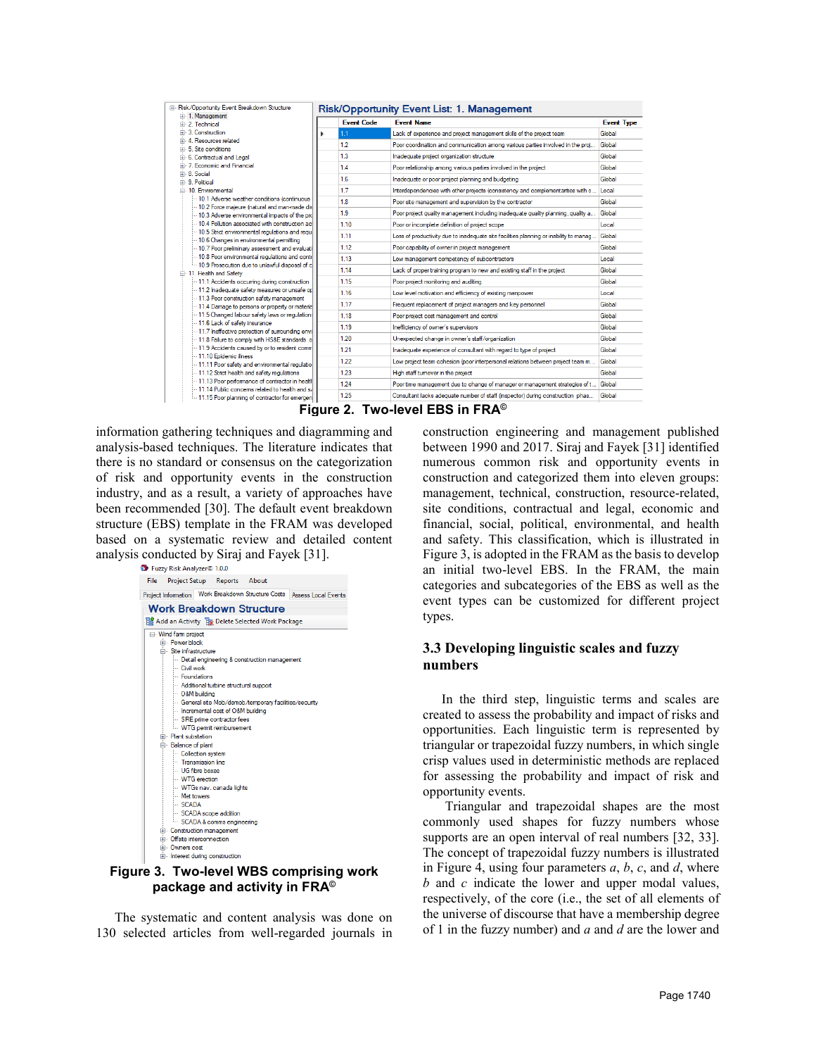Figure 2. Two-level EBS in FRA©

information gathering techniques and diagramming and analysis-based techniques. The literature indicates that there is no standard or consensus on the categorization of risk and opportunity events in the construction industry, and as a result, a variety of approaches have been recommended [30]. The default event breakdown structure (EBS) template in the FRAM was developed based on a systematic review and detailed content analysis conducted by Siraj and Fayek [31].

Figure 3. Two-level WBS comprising work package and activity in FRA©

The systematic and content analysis was done on 130 selected articles from well-regarded journals in construction engineering and management published between 1990 and 2017. Siraj and Fayek [31] identified numerous common risk and opportunity events in construction and categorized them into eleven groups: management, technical, construction, resource-related, site conditions, contractual and legal, economic and financial, social, political, environmental, and health and safety. This classification, which is illustrated in Figure 3, is adopted in the FRAM as the basis to develop an initial two-level EBS. In the FRAM, the main categories and subcategories of the EBS as well as the event types can be customized for different project types.

### 3.3 Developing linguistic scales and fuzzy numbers

In the third step, linguistic terms and scales are created to assess the probability and impact of risks and opportunities. Each linguistic term is represented by triangular or trapezoidal fuzzy numbers, in which single crisp values used in deterministic methods are replaced for assessing the probability and impact of risk and opportunity events.

Triangular and trapezoidal shapes are the most commonly used shapes for fuzzy numbers whose supports are an open interval of real numbers [32, 33]. The concept of trapezoidal fuzzy numbers is illustrated in Figure 4, using four parameters *a*, *b*, *c*, and *d*, where *b* and *c* indicate the lower and upper modal values, respectively, of the core (i.e., the set of all elements of the universe of discourse that have a membership degree of 1 in the fuzzy number) and *a* and *d* are the lower and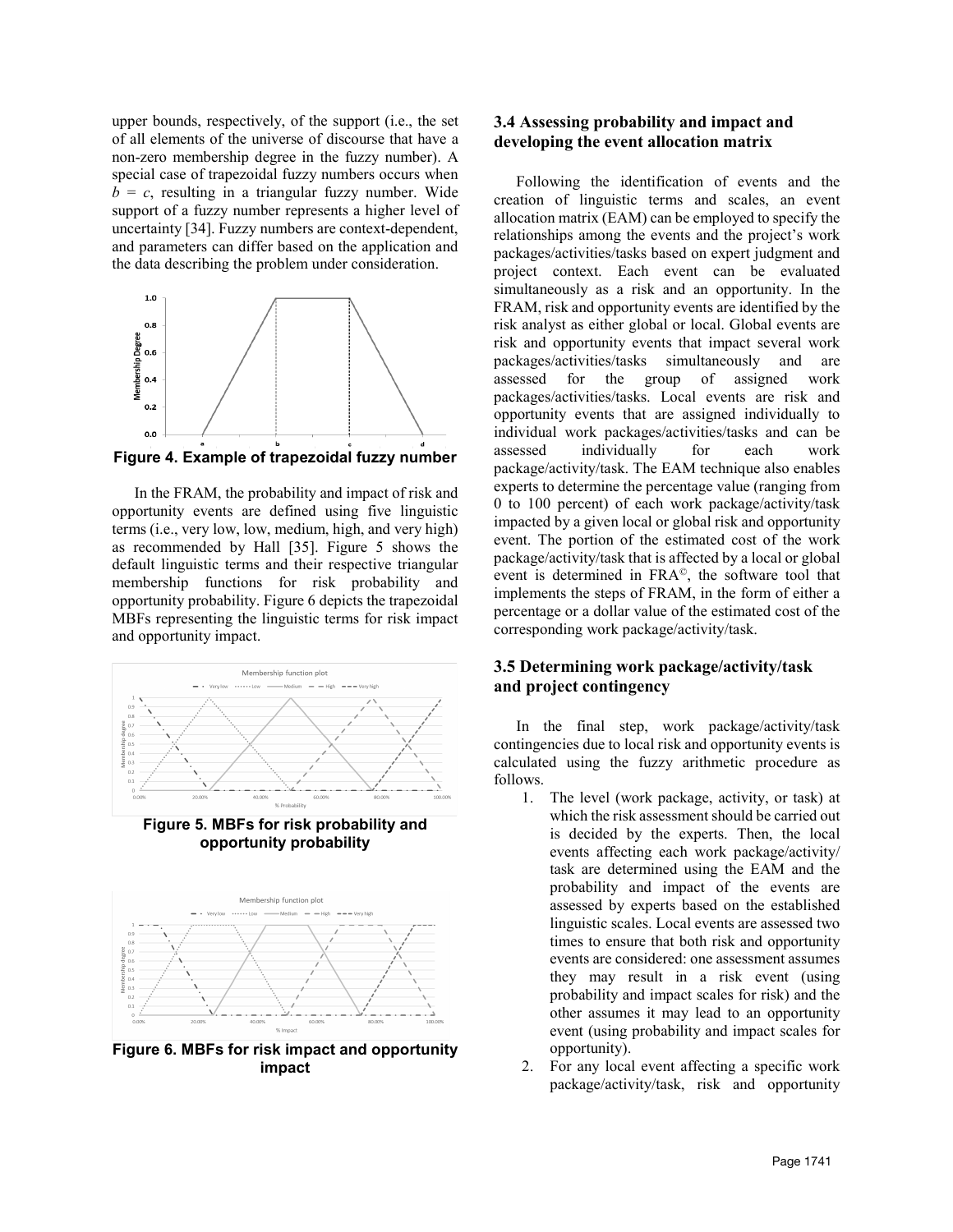upper bounds, respectively, of the support (i.e., the set of all elements of the universe of discourse that have a non-zero membership degree in the fuzzy number). A special case of trapezoidal fuzzy numbers occurs when $b = c$, resulting in a triangular fuzzy number. Wide support of a fuzzy number represents a higher level of uncertainty [34]. Fuzzy numbers are context-dependent, and parameters can differ based on the application and the data describing the problem under consideration.

**Figure 4. Example of trapezoidal fuzzy number**

In the FRAM, the probability and impact of risk and opportunity events are defined using five linguistic terms (i.e., very low, low, medium, high, and very high) as recommended by Hall [35]. Figure 5 shows the default linguistic terms and their respective triangular membership functions for risk probability and opportunity probability. Figure 6 depicts the trapezoidal MBFs representing the linguistic terms for risk impact and opportunity impact.

**Figure 5. MBFs for risk probability and opportunity probability**

**Figure 6. MBFs for risk impact and opportunity impact**

### 3.4 Assessing probability and impact and developing the event allocation matrix

Following the identification of events and the creation of linguistic terms and scales, an event allocation matrix (EAM) can be employed to specify the relationships among the events and the project's work packages/activities/tasks based on expert judgment and project context. Each event can be evaluated simultaneously as a risk and an opportunity. In the FRAM, risk and opportunity events are identified by the risk analyst as either global or local. Global events are risk and opportunity events that impact several work packages/activities/tasks simultaneously and are assessed for the group of assigned work packages/activities/tasks. Local events are risk and opportunity events that are assigned individually to individual work packages/activities/tasks and can be assessed individually for each work package/activity/task. The EAM technique also enables experts to determine the percentage value (ranging from 0 to 100 percent) of each work package/activity/task impacted by a given local or global risk and opportunity event. The portion of the estimated cost of the work package/activity/task that is affected by a local or global event is determined in FRA©, the software tool that implements the steps of FRAM, in the form of either a percentage or a dollar value of the estimated cost of the corresponding work package/activity/task.

### 3.5 Determining work package/activity/task and project contingency

In the final step, work package/activity/task contingencies due to local risk and opportunity events is calculated using the fuzzy arithmetic procedure as follows.

1. The level (work package, activity, or task) at which the risk assessment should be carried out is decided by the experts. Then, the local events affecting each work package/activity/task are determined using the EAM and the probability and impact of the events are assessed by experts based on the established linguistic scales. Local events are assessed two times to ensure that both risk and opportunity events are considered: one assessment assumes they may result in a risk event (using probability and impact scales for risk) and the other assumes it may lead to an opportunity event (using probability and impact scales for opportunity).
2. For any local event affecting a specific work package/activity/task, risk and opportunity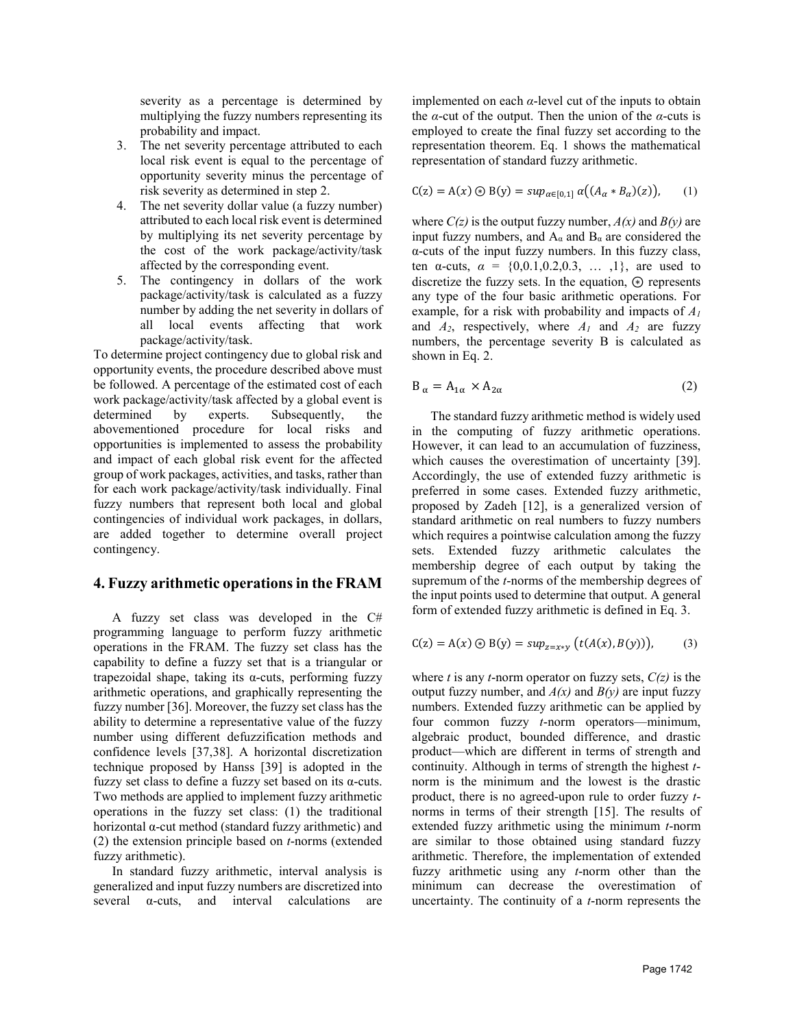severity as a percentage is determined by multiplying the fuzzy numbers representing its probability and impact.

3. The net severity percentage attributed to each local risk event is equal to the percentage of opportunity severity minus the percentage of risk severity as determined in step 2.
4. The net severity dollar value (a fuzzy number) attributed to each local risk event is determined by multiplying its net severity percentage by the cost of the work package/activity/task affected by the corresponding event.
5. The contingency in dollars of the work package/activity/task is calculated as a fuzzy number by adding the net severity in dollars of all local events affecting that work package/activity/task.

To determine project contingency due to global risk and opportunity events, the procedure described above must be followed. A percentage of the estimated cost of each work package/activity/task affected by a global event is determined by experts. Subsequently, the abovementioned procedure for local risks and opportunities is implemented to assess the probability and impact of each global risk event for the affected group of work packages, activities, and tasks, rather than for each work package/activity/task individually. Final fuzzy numbers that represent both local and global contingencies of individual work packages, in dollars, are added together to determine overall project contingency.

## 4. Fuzzy arithmetic operations in the FRAM

A fuzzy set class was developed in the C# programming language to perform fuzzy arithmetic operations in the FRAM. The fuzzy set class has the capability to define a fuzzy set that is a triangular or trapezoidal shape, taking its α-cuts, performing fuzzy arithmetic operations, and graphically representing the fuzzy number [36]. Moreover, the fuzzy set class has the ability to determine a representative value of the fuzzy number using different defuzzification methods and confidence levels [37,38]. A horizontal discretization technique proposed by Hanss [39] is adopted in the fuzzy set class to define a fuzzy set based on its α-cuts. Two methods are applied to implement fuzzy arithmetic operations in the fuzzy set class: (1) the traditional horizontal α-cut method (standard fuzzy arithmetic) and (2) the extension principle based on *t*-norms (extended fuzzy arithmetic).

In standard fuzzy arithmetic, interval analysis is generalized and input fuzzy numbers are discretized into several α-cuts, and interval calculations are implemented on each *α*-level cut of the inputs to obtain the *α*-cut of the output. Then the union of the *α*-cuts is employed to create the final fuzzy set according to the representation theorem. Eq. 1 shows the mathematical representation of standard fuzzy arithmetic.

$$\mathrm{C(z)} = \mathrm{A}(x) \circledast \mathrm{B(y)} = sup_{\alpha\in[0,1]}\, \alpha\big((A_\alpha * B_\alpha)(z)\big), \qquad (1)$$

where $C(z)$ is the output fuzzy number, $A(x)$ and $B(y)$ are input fuzzy numbers, and $A_\alpha$ and $B_\alpha$ are considered the α-cuts of the input fuzzy numbers. In this fuzzy class, ten α-cuts, $\alpha = \{0, 0.1, 0.2, 0.3, \ldots, 1\}$, are used to discretize the fuzzy sets. In the equation, $\circledast$ represents any type of the four basic arithmetic operations. For example, for a risk with probability and impacts of $A_1$ and $A_2$, respectively, where $A_1$ and $A_2$ are fuzzy numbers, the percentage severity B is calculated as shown in Eq. 2.

$$\mathrm{B}_{\alpha} = \mathrm{A}_{1\alpha} \times \mathrm{A}_{2\alpha} \qquad (2)$$

The standard fuzzy arithmetic method is widely used in the computing of fuzzy arithmetic operations. However, it can lead to an accumulation of fuzziness, which causes the overestimation of uncertainty [39]. Accordingly, the use of extended fuzzy arithmetic is preferred in some cases. Extended fuzzy arithmetic, proposed by Zadeh [12], is a generalized version of standard arithmetic on real numbers to fuzzy numbers which requires a pointwise calculation among the fuzzy sets. Extended fuzzy arithmetic calculates the membership degree of each output by taking the supremum of the *t*-norms of the membership degrees of the input points used to determine that output. A general form of extended fuzzy arithmetic is defined in Eq. 3.

$$\mathrm{C(z)} = \mathrm{A}(x) \circledast \mathrm{B(y)} = sup_{z=x*y}\, \big(t(A(x), B(y))\big), \qquad (3)$$

where $t$ is any *t*-norm operator on fuzzy sets, $C(z)$ is the output fuzzy number, and $A(x)$ and $B(y)$ are input fuzzy numbers. Extended fuzzy arithmetic can be applied by four common fuzzy *t*-norm operators—minimum, algebraic product, bounded difference, and drastic product—which are different in terms of strength and continuity. Although in terms of strength the highest *t*-norm is the minimum and the lowest is the drastic product, there is no agreed-upon rule to order fuzzy *t*-norms in terms of their strength [15]. The results of extended fuzzy arithmetic using the minimum *t*-norm are similar to those obtained using standard fuzzy arithmetic. Therefore, the implementation of extended fuzzy arithmetic using any *t*-norm other than the minimum can decrease the overestimation of uncertainty. The continuity of a *t*-norm represents the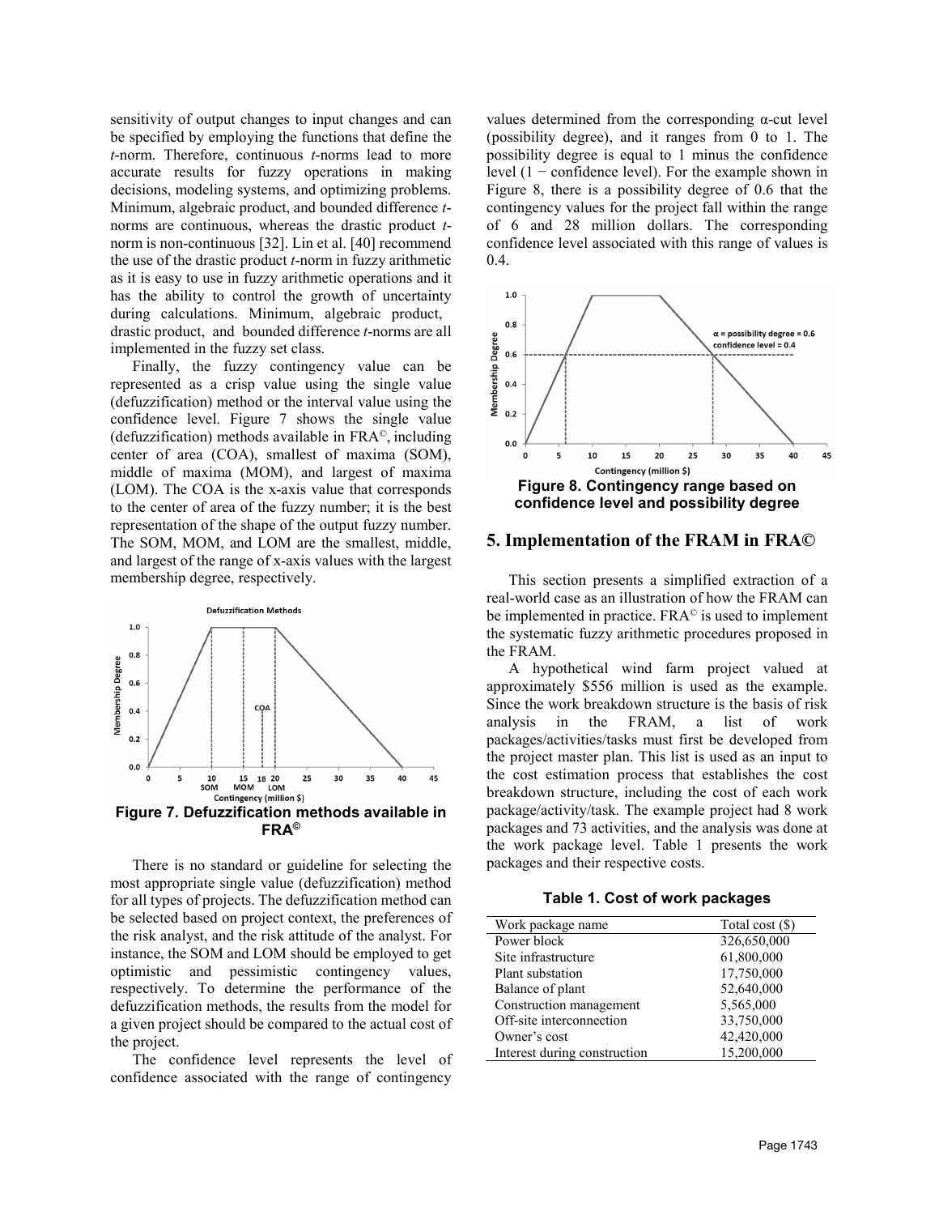sensitivity of output changes to input changes and can be specified by employing the functions that define the *t*-norm. Therefore, continuous *t*-norms lead to more accurate results for fuzzy operations in making decisions, modeling systems, and optimizing problems. Minimum, algebraic product, and bounded difference *t*-norms are continuous, whereas the drastic product *t*-norm is non-continuous [32]. Lin et al. [40] recommend the use of the drastic product *t*-norm in fuzzy arithmetic as it is easy to use in fuzzy arithmetic operations and it has the ability to control the growth of uncertainty during calculations. Minimum, algebraic product, drastic product, and bounded difference *t*-norms are all implemented in the fuzzy set class.

Finally, the fuzzy contingency value can be represented as a crisp value using the single value (defuzzification) method or the interval value using the confidence level. Figure 7 shows the single value (defuzzification) methods available in FRA©, including center of area (COA), smallest of maxima (SOM), middle of maxima (MOM), and largest of maxima (LOM). The COA is the x-axis value that corresponds to the center of area of the fuzzy number; it is the best representation of the shape of the output fuzzy number. The SOM, MOM, and LOM are the smallest, middle, and largest of the range of x-axis values with the largest membership degree, respectively.

**Figure 7. Defuzzification methods available in FRA©**

There is no standard or guideline for selecting the most appropriate single value (defuzzification) method for all types of projects. The defuzzification method can be selected based on project context, the preferences of the risk analyst, and the risk attitude of the analyst. For instance, the SOM and LOM should be employed to get optimistic and pessimistic contingency values, respectively. To determine the performance of the defuzzification methods, the results from the model for a given project should be compared to the actual cost of the project.

The confidence level represents the level of confidence associated with the range of contingency values determined from the corresponding α-cut level (possibility degree), and it ranges from 0 to 1. The possibility degree is equal to 1 minus the confidence level (1 − confidence level). For the example shown in Figure 8, there is a possibility degree of 0.6 that the contingency values for the project fall within the range of 6 and 28 million dollars. The corresponding confidence level associated with this range of values is 0.4.

**Figure 8. Contingency range based on confidence level and possibility degree**

## 5. Implementation of the FRAM in FRA©

This section presents a simplified extraction of a real-world case as an illustration of how the FRAM can be implemented in practice. FRA© is used to implement the systematic fuzzy arithmetic procedures proposed in the FRAM.

A hypothetical wind farm project valued at approximately $556 million is used as the example. Since the work breakdown structure is the basis of risk analysis in the FRAM, a list of work packages/activities/tasks must first be developed from the project master plan. This list is used as an input to the cost estimation process that establishes the cost breakdown structure, including the cost of each work package/activity/task. The example project had 8 work packages and 73 activities, and the analysis was done at the work package level. Table 1 presents the work packages and their respective costs.

**Table 1. Cost of work packages**

| Work package name | Total cost ($) |
|---|---|
| Power block | 326,650,000 |
| Site infrastructure | 61,800,000 |
| Plant substation | 17,750,000 |
| Balance of plant | 52,640,000 |
| Construction management | 5,565,000 |
| Off-site interconnection | 33,750,000 |
| Owner's cost | 42,420,000 |
| Interest during construction | 15,200,000 |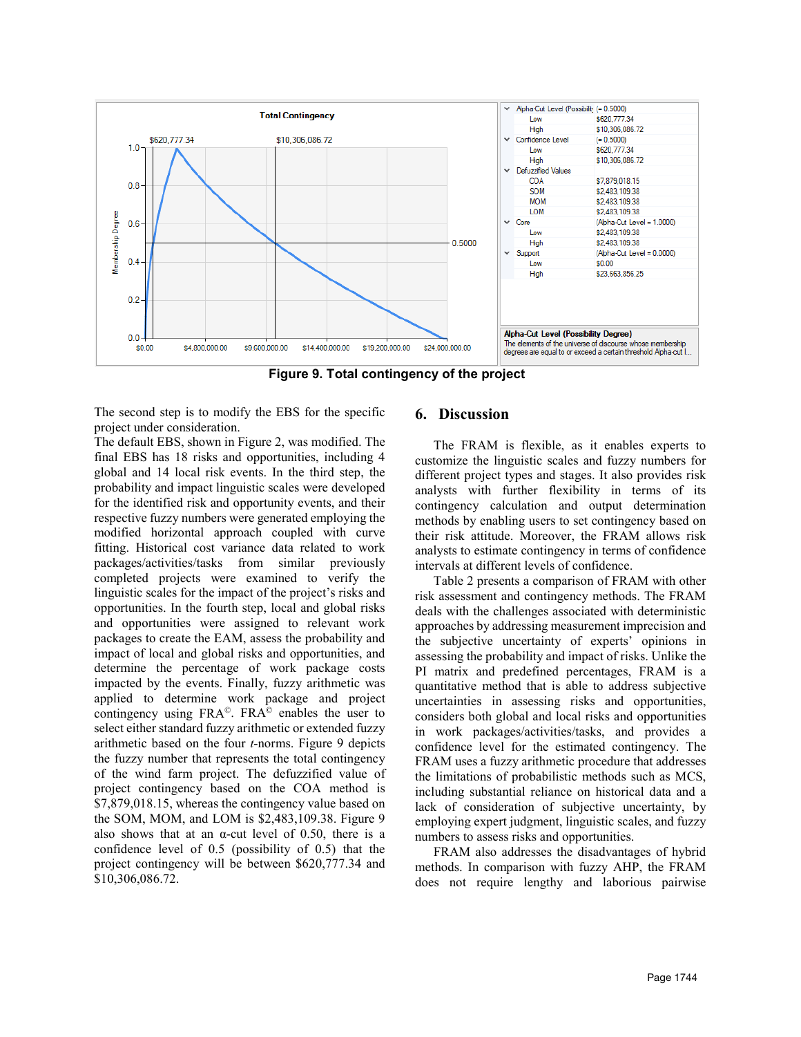**Figure 9. Total contingency of the project**

The second step is to modify the EBS for the specific project under consideration.

The default EBS, shown in Figure 2, was modified. The final EBS has 18 risks and opportunities, including 4 global and 14 local risk events. In the third step, the probability and impact linguistic scales were developed for the identified risk and opportunity events, and their respective fuzzy numbers were generated employing the modified horizontal approach coupled with curve fitting. Historical cost variance data related to work packages/activities/tasks from similar previously completed projects were examined to verify the linguistic scales for the impact of the project's risks and opportunities. In the fourth step, local and global risks and opportunities were assigned to relevant work packages to create the EAM, assess the probability and impact of local and global risks and opportunities, and determine the percentage of work package costs impacted by the events. Finally, fuzzy arithmetic was applied to determine work package and project contingency using FRA©. FRA© enables the user to select either standard fuzzy arithmetic or extended fuzzy arithmetic based on the four *t*-norms. Figure 9 depicts the fuzzy number that represents the total contingency of the wind farm project. The defuzzified value of project contingency based on the COA method is $7,879,018.15, whereas the contingency value based on the SOM, MOM, and LOM is $2,483,109.38. Figure 9 also shows that at an α-cut level of 0.50, there is a confidence level of 0.5 (possibility of 0.5) that the project contingency will be between $620,777.34 and $10,306,086.72.

## 6. Discussion

The FRAM is flexible, as it enables experts to customize the linguistic scales and fuzzy numbers for different project types and stages. It also provides risk analysts with further flexibility in terms of its contingency calculation and output determination methods by enabling users to set contingency based on their risk attitude. Moreover, the FRAM allows risk analysts to estimate contingency in terms of confidence intervals at different levels of confidence.

Table 2 presents a comparison of FRAM with other risk assessment and contingency methods. The FRAM deals with the challenges associated with deterministic approaches by addressing measurement imprecision and the subjective uncertainty of experts' opinions in assessing the probability and impact of risks. Unlike the PI matrix and predefined percentages, FRAM is a quantitative method that is able to address subjective uncertainties in assessing risks and opportunities, considers both global and local risks and opportunities in work packages/activities/tasks, and provides a confidence level for the estimated contingency. The FRAM uses a fuzzy arithmetic procedure that addresses the limitations of probabilistic methods such as MCS, including substantial reliance on historical data and a lack of consideration of subjective uncertainty, by employing expert judgment, linguistic scales, and fuzzy numbers to assess risks and opportunities.

FRAM also addresses the disadvantages of hybrid methods. In comparison with fuzzy AHP, the FRAM does not require lengthy and laborious pairwise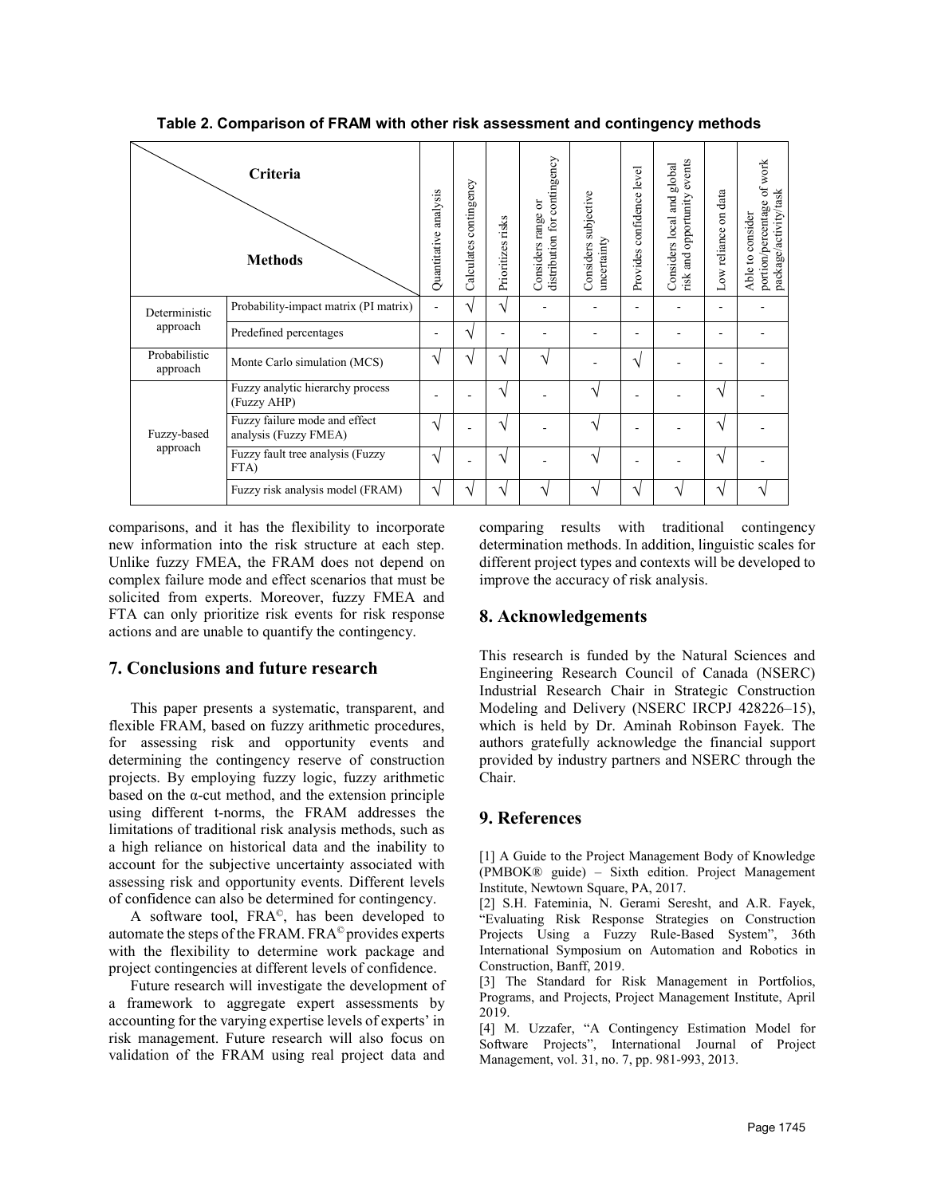**Table 2. Comparison of FRAM with other risk assessment and contingency methods**

| Criteria / Methods | | Quantitative analysis | Calculates contingency | Prioritizes risks | Considers range or distribution for contingency | Considers subjective uncertainty | Provides confidence level | Considers local and global risk and opportunity events | Low reliance on data | Able to consider portion/percentage of work package/activity/task |
|---|---|---|---|---|---|---|---|---|---|---|
| Deterministic approach | Probability-impact matrix (PI matrix) | - | √ | √ | - | - | - | - | - | - |
| | Predefined percentages | - | √ | - | - | - | - | - | - | - |
| Probabilistic approach | Monte Carlo simulation (MCS) | √ | √ | √ | √ | - | √ | - | - | - |
| Fuzzy-based approach | Fuzzy analytic hierarchy process (Fuzzy AHP) | - | - | √ | - | √ | - | - | √ | - |
| | Fuzzy failure mode and effect analysis (Fuzzy FMEA) | √ | - | √ | - | √ | - | - | √ | - |
| | Fuzzy fault tree analysis (Fuzzy FTA) | √ | - | √ | - | √ | - | - | √ | - |
| | Fuzzy risk analysis model (FRAM) | √ | √ | √ | √ | √ | √ | √ | √ | √ |

comparisons, and it has the flexibility to incorporate new information into the risk structure at each step. Unlike fuzzy FMEA, the FRAM does not depend on complex failure mode and effect scenarios that must be solicited from experts. Moreover, fuzzy FMEA and FTA can only prioritize risk events for risk response actions and are unable to quantify the contingency.

## 7. Conclusions and future research

This paper presents a systematic, transparent, and flexible FRAM, based on fuzzy arithmetic procedures, for assessing risk and opportunity events and determining the contingency reserve of construction projects. By employing fuzzy logic, fuzzy arithmetic based on the α-cut method, and the extension principle using different t-norms, the FRAM addresses the limitations of traditional risk analysis methods, such as a high reliance on historical data and the inability to account for the subjective uncertainty associated with assessing risk and opportunity events. Different levels of confidence can also be determined for contingency.

A software tool, FRA©, has been developed to automate the steps of the FRAM. FRA© provides experts with the flexibility to determine work package and project contingencies at different levels of confidence.

Future research will investigate the development of a framework to aggregate expert assessments by accounting for the varying expertise levels of experts' in risk management. Future research will also focus on validation of the FRAM using real project data and comparing results with traditional contingency determination methods. In addition, linguistic scales for different project types and contexts will be developed to improve the accuracy of risk analysis.

## 8. Acknowledgements

This research is funded by the Natural Sciences and Engineering Research Council of Canada (NSERC) Industrial Research Chair in Strategic Construction Modeling and Delivery (NSERC IRCPJ 428226–15), which is held by Dr. Aminah Robinson Fayek. The authors gratefully acknowledge the financial support provided by industry partners and NSERC through the Chair.

## 9. References

[1] A Guide to the Project Management Body of Knowledge (PMBOK® guide) – Sixth edition. Project Management Institute, Newtown Square, PA, 2017.

[2] S.H. Fateminia, N. Gerami Seresht, and A.R. Fayek, "Evaluating Risk Response Strategies on Construction Projects Using a Fuzzy Rule-Based System", 36th International Symposium on Automation and Robotics in Construction, Banff, 2019.

[3] The Standard for Risk Management in Portfolios, Programs, and Projects, Project Management Institute, April 2019.

[4] M. Uzzafer, "A Contingency Estimation Model for Software Projects", International Journal of Project Management, vol. 31, no. 7, pp. 981-993, 2013.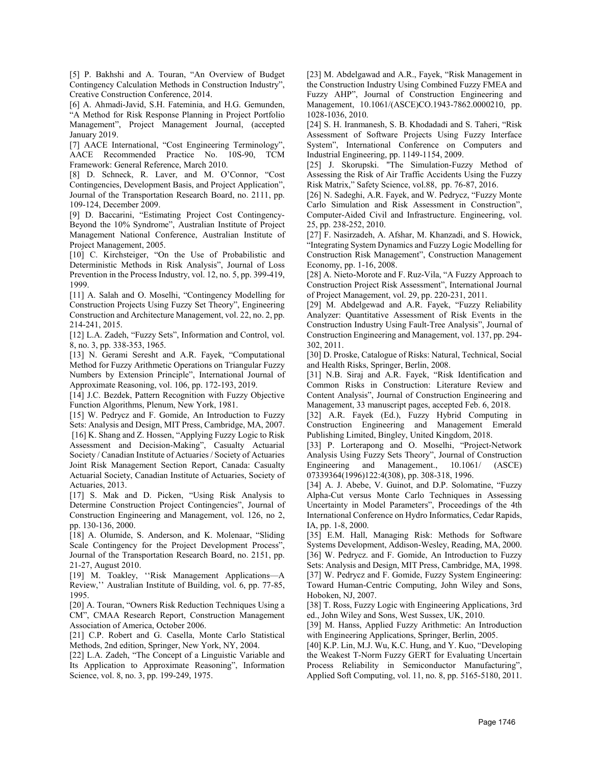[5] P. Bakhshi and A. Touran, “An Overview of Budget Contingency Calculation Methods in Construction Industry”, Creative Construction Conference, 2014.

[6] A. Ahmadi-Javid, S.H. Fateminia, and H.G. Gemunden, “A Method for Risk Response Planning in Project Portfolio Management”, Project Management Journal, (accepted January 2019.

[7] AACE International, “Cost Engineering Terminology”, AACE Recommended Practice No. 10S-90, TCM Framework: General Reference, March 2010.

[8] D. Schneck, R. Laver, and M. O’Connor, “Cost Contingencies, Development Basis, and Project Application”, Journal of the Transportation Research Board, no. 2111, pp. 109-124, December 2009.

[9] D. Baccarini, “Estimating Project Cost Contingency-Beyond the 10% Syndrome”, Australian Institute of Project Management National Conference, Australian Institute of Project Management, 2005.

[10] C. Kirchsteiger, “On the Use of Probabilistic and Deterministic Methods in Risk Analysis”, Journal of Loss Prevention in the Process Industry, vol. 12, no. 5, pp. 399-419, 1999.

[11] A. Salah and O. Moselhi, “Contingency Modelling for Construction Projects Using Fuzzy Set Theory”, Engineering Construction and Architecture Management, vol. 22, no. 2, pp. 214-241, 2015.

[12] L.A. Zadeh, “Fuzzy Sets”, Information and Control, vol. 8, no. 3, pp. 338-353, 1965.

[13] N. Gerami Seresht and A.R. Fayek, “Computational Method for Fuzzy Arithmetic Operations on Triangular Fuzzy Numbers by Extension Principle”, International Journal of Approximate Reasoning, vol. 106, pp. 172-193, 2019.

[14] J.C. Bezdek, Pattern Recognition with Fuzzy Objective Function Algorithms, Plenum, New York, 1981.

[15] W. Pedrycz and F. Gomide, An Introduction to Fuzzy Sets: Analysis and Design, MIT Press, Cambridge, MA, 2007.

[16] K. Shang and Z. Hossen, “Applying Fuzzy Logic to Risk Assessment and Decision-Making”, Casualty Actuarial Society / Canadian Institute of Actuaries / Society of Actuaries Joint Risk Management Section Report, Canada: Casualty Actuarial Society, Canadian Institute of Actuaries, Society of Actuaries, 2013.

[17] S. Mak and D. Picken, “Using Risk Analysis to Determine Construction Project Contingencies”, Journal of Construction Engineering and Management, vol. 126, no 2, pp. 130-136, 2000.

[18] A. Olumide, S. Anderson, and K. Molenaar, “Sliding Scale Contingency for the Project Development Process”, Journal of the Transportation Research Board, no. 2151, pp. 21-27, August 2010.

[19] M. Toakley, ‘‘Risk Management Applications—A Review,’’ Australian Institute of Building, vol. 6, pp. 77-85, 1995.

[20] A. Touran, “Owners Risk Reduction Techniques Using a CM”, CMAA Research Report, Construction Management Association of America, October 2006.

[21] C.P. Robert and G. Casella, Monte Carlo Statistical Methods, 2nd edition, Springer, New York, NY, 2004.

[22] L.A. Zadeh, “The Concept of a Linguistic Variable and Its Application to Approximate Reasoning”, Information Science, vol. 8, no. 3, pp. 199-249, 1975.

[23] M. Abdelgawad and A.R., Fayek, “Risk Management in the Construction Industry Using Combined Fuzzy FMEA and Fuzzy AHP”, Journal of Construction Engineering and Management, 10.1061/(ASCE)CO.1943-7862.0000210, pp. 1028-1036, 2010.

[24] S. H. Iranmanesh, S. B. Khodadadi and S. Taheri, “Risk Assessment of Software Projects Using Fuzzy Interface System”, International Conference on Computers and Industrial Engineering, pp. 1149-1154, 2009.

[25] J. Skorupski. "The Simulation-Fuzzy Method of Assessing the Risk of Air Traffic Accidents Using the Fuzzy Risk Matrix,” Safety Science, vol.88, pp. 76-87, 2016.

[26] N. Sadeghi, A.R. Fayek, and W. Pedrycz, “Fuzzy Monte Carlo Simulation and Risk Assessment in Construction”, Computer-Aided Civil and Infrastructure. Engineering, vol. 25, pp. 238-252, 2010.

[27] F. Nasirzadeh, A. Afshar, M. Khanzadi, and S. Howick, “Integrating System Dynamics and Fuzzy Logic Modelling for Construction Risk Management”, Construction Management Economy, pp. 1-16, 2008.

[28] A. Nieto-Morote and F. Ruz-Vila, “A Fuzzy Approach to Construction Project Risk Assessment”, International Journal of Project Management, vol. 29, pp. 220-231, 2011.

[29] M. Abdelgewad and A.R. Fayek, “Fuzzy Reliability Analyzer: Quantitative Assessment of Risk Events in the Construction Industry Using Fault-Tree Analysis”, Journal of Construction Engineering and Management, vol. 137, pp. 294-302, 2011.

[30] D. Proske, Catalogue of Risks: Natural, Technical, Social and Health Risks, Springer, Berlin, 2008.

[31] N.B. Siraj and A.R. Fayek, “Risk Identification and Common Risks in Construction: Literature Review and Content Analysis”, Journal of Construction Engineering and Management, 33 manuscript pages, accepted Feb. 6, 2018.

[32] A.R. Fayek (Ed.), Fuzzy Hybrid Computing in Construction Engineering and Management Emerald Publishing Limited, Bingley, United Kingdom, 2018.

[33] P. Lorterapong and O. Moselhi, “Project-Network Analysis Using Fuzzy Sets Theory”, Journal of Construction Engineering and Management., 10.1061/ (ASCE) 07339364(1996)122:4(308), pp. 308-318, 1996.

[34] A. J. Abebe, V. Guinot, and D.P. Solomatine, “Fuzzy Alpha-Cut versus Monte Carlo Techniques in Assessing Uncertainty in Model Parameters”, Proceedings of the 4th International Conference on Hydro Informatics, Cedar Rapids, IA, pp. 1-8, 2000.

[35] E.M. Hall, Managing Risk: Methods for Software Systems Development, Addison-Wesley, Reading, MA, 2000.

[36] W. Pedrycz. and F. Gomide, An Introduction to Fuzzy Sets: Analysis and Design, MIT Press, Cambridge, MA, 1998.

[37] W. Pedrycz and F. Gomide, Fuzzy System Engineering: Toward Human-Centric Computing, John Wiley and Sons, Hoboken, NJ, 2007.

[38] T. Ross, Fuzzy Logic with Engineering Applications, 3rd ed., John Wiley and Sons, West Sussex, UK, 2010.

[39] M. Hanss, Applied Fuzzy Arithmetic: An Introduction with Engineering Applications, Springer, Berlin, 2005.

[40] K.P. Lin, M.J. Wu, K.C. Hung, and Y. Kuo, “Developing the Weakest T-Norm Fuzzy GERT for Evaluating Uncertain Process Reliability in Semiconductor Manufacturing”, Applied Soft Computing, vol. 11, no. 8, pp. 5165-5180, 2011.